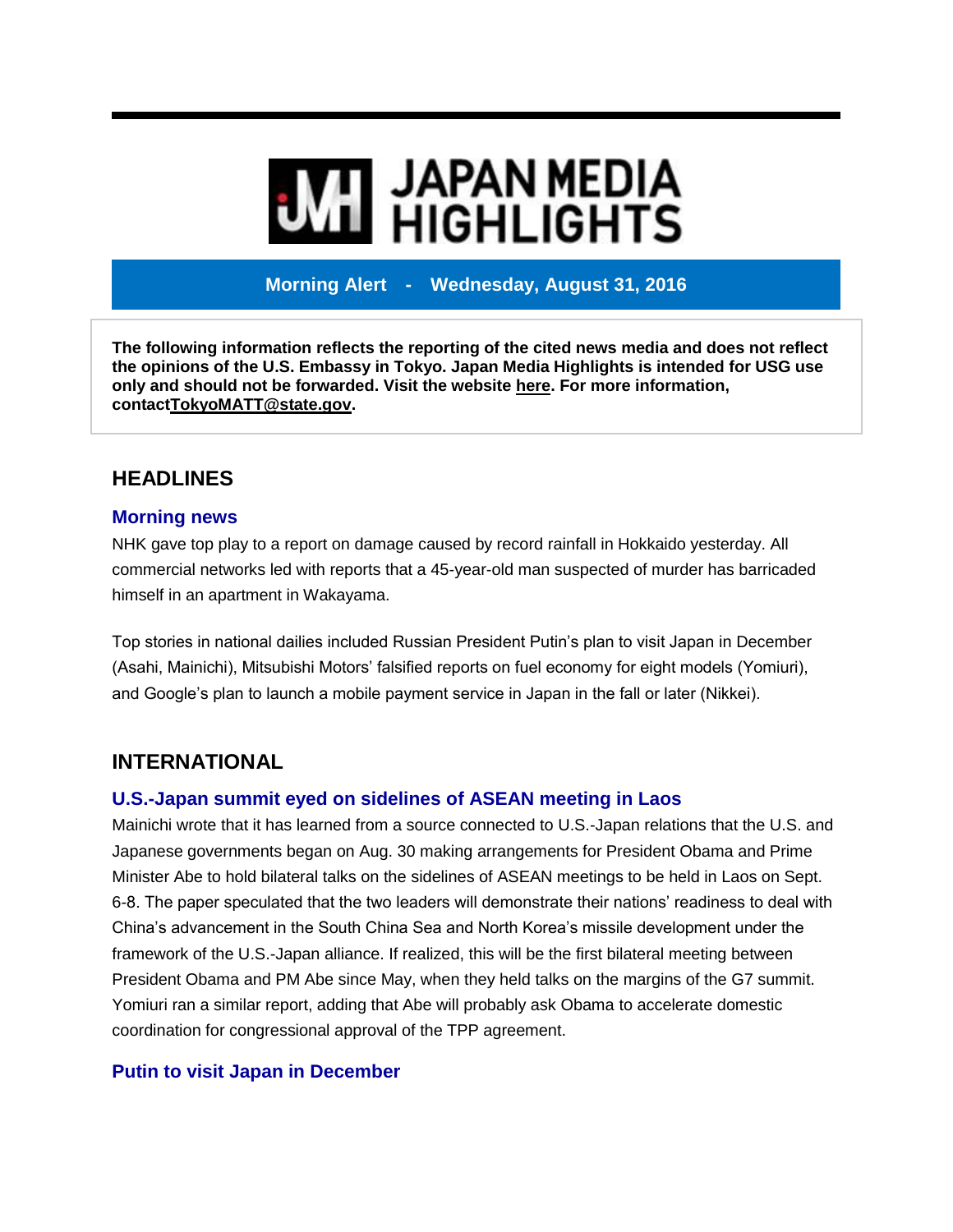# JAPAN MEDIA HIGHLIGHTS

**Morning Alert - Wednesday, August 31, 2016**

**The following information reflects the reporting of the cited news media and does not reflect the opinions of the U.S. Embassy in Tokyo. Japan Media Highlights is intended for USG use only and should not be forwarded. Visit the website here. For more information, contactTokyoMATT@state.gov.**

## HEADLINES

### Morning news

NHK gave top play to a report on damage caused by record rainfall in Hokkaido yesterday. All commercial networks led with reports that a 45-year-old man suspected of murder has barricaded himself in an apartment in Wakayama.

Top stories in national dailies included Russian President Putin's plan to visit Japan in December (Asahi, Mainichi), Mitsubishi Motors' falsified reports on fuel economy for eight models (Yomiuri), and Google's plan to launch a mobile payment service in Japan in the fall or later (Nikkei).

## INTERNATIONAL

### U.S.-Japan summit eyed on sidelines of ASEAN meeting in Laos

Mainichi wrote that it has learned from a source connected to U.S.-Japan relations that the U.S. and Japanese governments began on Aug. 30 making arrangements for President Obama and Prime Minister Abe to hold bilateral talks on the sidelines of ASEAN meetings to be held in Laos on Sept. 6-8. The paper speculated that the two leaders will demonstrate their nations' readiness to deal with China's advancement in the South China Sea and North Korea's missile development under the framework of the U.S.-Japan alliance. If realized, this will be the first bilateral meeting between President Obama and PM Abe since May, when they held talks on the margins of the G7 summit. Yomiuri ran a similar report, adding that Abe will probably ask Obama to accelerate domestic coordination for congressional approval of the TPP agreement.

### Putin to visit Japan in December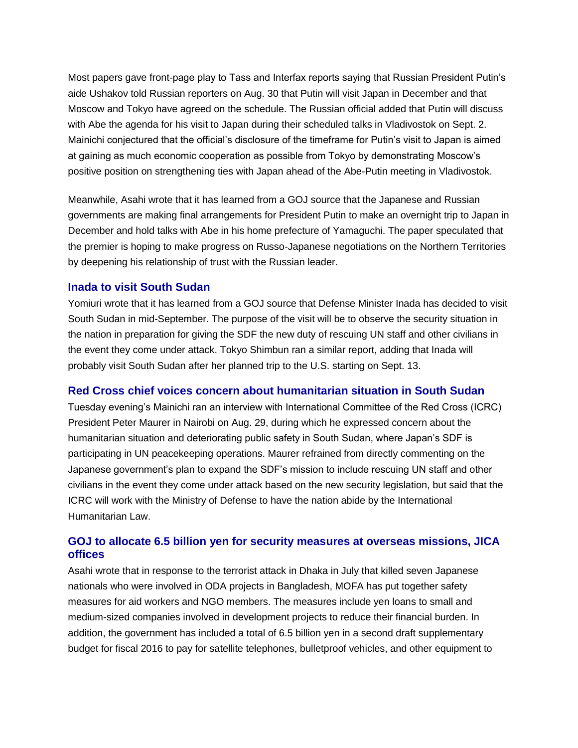Most papers gave front-page play to Tass and Interfax reports saying that Russian President Putin's aide Ushakov told Russian reporters on Aug. 30 that Putin will visit Japan in December and that Moscow and Tokyo have agreed on the schedule. The Russian official added that Putin will discuss with Abe the agenda for his visit to Japan during their scheduled talks in Vladivostok on Sept. 2. Mainichi conjectured that the official's disclosure of the timeframe for Putin's visit to Japan is aimed at gaining as much economic cooperation as possible from Tokyo by demonstrating Moscow's positive position on strengthening ties with Japan ahead of the Abe-Putin meeting in Vladivostok.

Meanwhile, Asahi wrote that it has learned from a GOJ source that the Japanese and Russian governments are making final arrangements for President Putin to make an overnight trip to Japan in December and hold talks with Abe in his home prefecture of Yamaguchi. The paper speculated that the premier is hoping to make progress on Russo-Japanese negotiations on the Northern Territories by deepening his relationship of trust with the Russian leader.

### Inada to visit South Sudan

Yomiuri wrote that it has learned from a GOJ source that Defense Minister Inada has decided to visit South Sudan in mid-September. The purpose of the visit will be to observe the security situation in the nation in preparation for giving the SDF the new duty of rescuing UN staff and other civilians in the event they come under attack. Tokyo Shimbun ran a similar report, adding that Inada will probably visit South Sudan after her planned trip to the U.S. starting on Sept. 13.

### Red Cross chief voices concern about humanitarian situation in South Sudan

Tuesday evening's Mainichi ran an interview with International Committee of the Red Cross (ICRC) President Peter Maurer in Nairobi on Aug. 29, during which he expressed concern about the humanitarian situation and deteriorating public safety in South Sudan, where Japan's SDF is participating in UN peacekeeping operations. Maurer refrained from directly commenting on the Japanese government's plan to expand the SDF's mission to include rescuing UN staff and other civilians in the event they come under attack based on the new security legislation, but said that the ICRC will work with the Ministry of Defense to have the nation abide by the International Humanitarian Law.

### GOJ to allocate 6.5 billion yen for security measures at overseas missions, JICA offices

Asahi wrote that in response to the terrorist attack in Dhaka in July that killed seven Japanese nationals who were involved in ODA projects in Bangladesh, MOFA has put together safety measures for aid workers and NGO members. The measures include yen loans to small and medium-sized companies involved in development projects to reduce their financial burden. In addition, the government has included a total of 6.5 billion yen in a second draft supplementary budget for fiscal 2016 to pay for satellite telephones, bulletproof vehicles, and other equipment to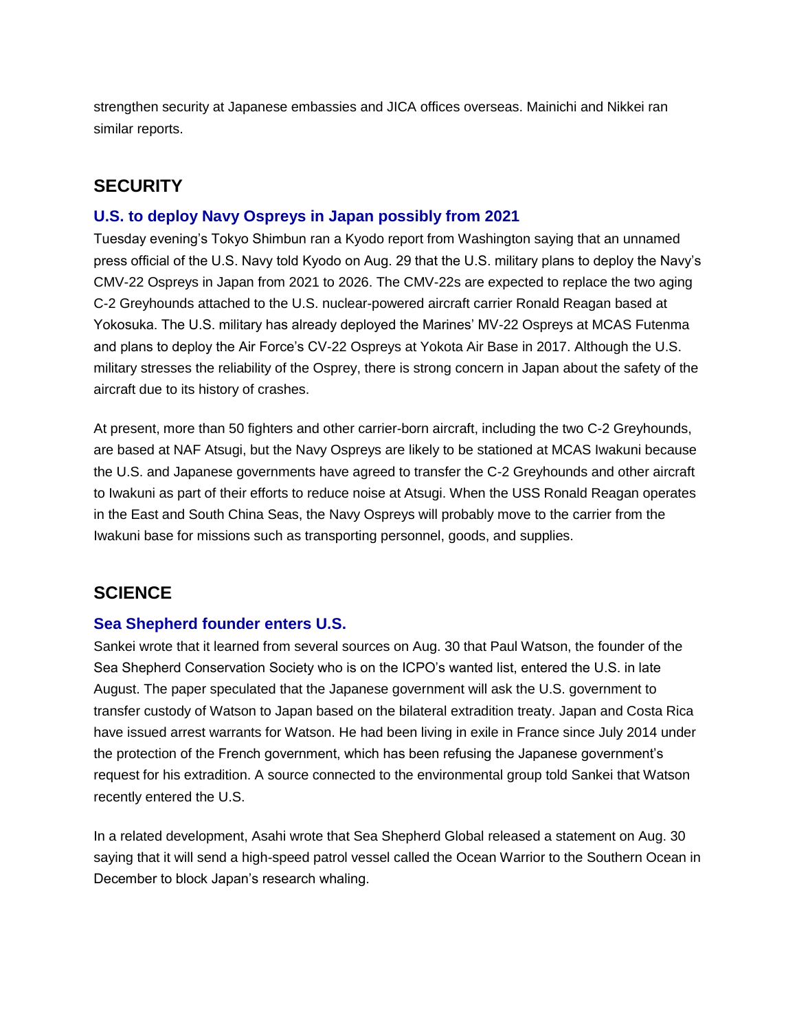strengthen security at Japanese embassies and JICA offices overseas. Mainichi and Nikkei ran similar reports.

## SECURITY

### U.S. to deploy Navy Ospreys in Japan possibly from 2021

Tuesday evening's Tokyo Shimbun ran a Kyodo report from Washington saying that an unnamed press official of the U.S. Navy told Kyodo on Aug. 29 that the U.S. military plans to deploy the Navy's CMV-22 Ospreys in Japan from 2021 to 2026. The CMV-22s are expected to replace the two aging C-2 Greyhounds attached to the U.S. nuclear-powered aircraft carrier Ronald Reagan based at Yokosuka. The U.S. military has already deployed the Marines' MV-22 Ospreys at MCAS Futenma and plans to deploy the Air Force's CV-22 Ospreys at Yokota Air Base in 2017. Although the U.S. military stresses the reliability of the Osprey, there is strong concern in Japan about the safety of the aircraft due to its history of crashes.

At present, more than 50 fighters and other carrier-born aircraft, including the two C-2 Greyhounds, are based at NAF Atsugi, but the Navy Ospreys are likely to be stationed at MCAS Iwakuni because the U.S. and Japanese governments have agreed to transfer the C-2 Greyhounds and other aircraft to Iwakuni as part of their efforts to reduce noise at Atsugi. When the USS Ronald Reagan operates in the East and South China Seas, the Navy Ospreys will probably move to the carrier from the Iwakuni base for missions such as transporting personnel, goods, and supplies.

## SCIENCE

### Sea Shepherd founder enters U.S.

Sankei wrote that it learned from several sources on Aug. 30 that Paul Watson, the founder of the Sea Shepherd Conservation Society who is on the ICPO's wanted list, entered the U.S. in late August. The paper speculated that the Japanese government will ask the U.S. government to transfer custody of Watson to Japan based on the bilateral extradition treaty. Japan and Costa Rica have issued arrest warrants for Watson. He had been living in exile in France since July 2014 under the protection of the French government, which has been refusing the Japanese government's request for his extradition. A source connected to the environmental group told Sankei that Watson recently entered the U.S.

In a related development, Asahi wrote that Sea Shepherd Global released a statement on Aug. 30 saying that it will send a high-speed patrol vessel called the Ocean Warrior to the Southern Ocean in December to block Japan's research whaling.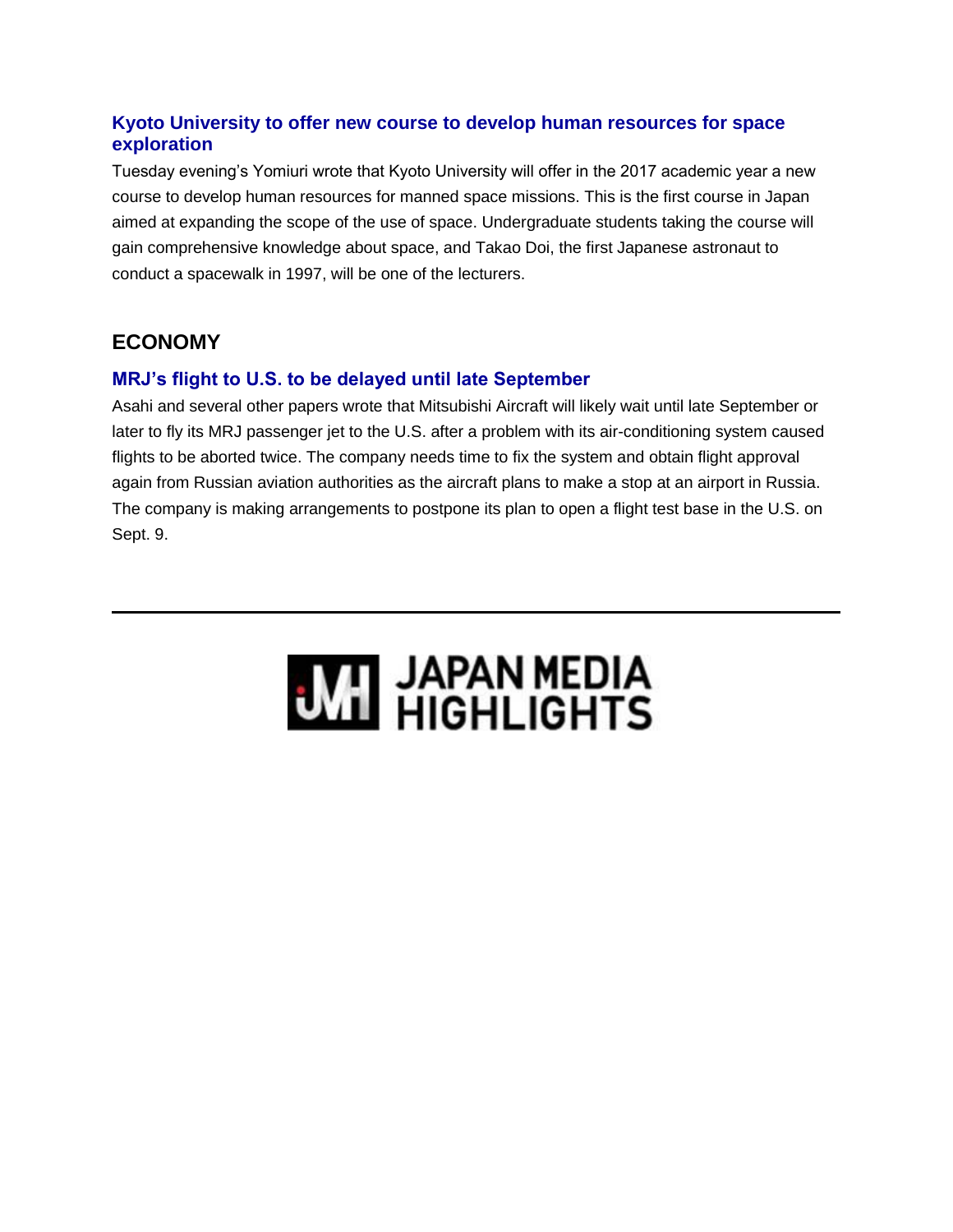### Kyoto University to offer new course to develop human resources for space exploration

Tuesday evening's Yomiuri wrote that Kyoto University will offer in the 2017 academic year a new course to develop human resources for manned space missions. This is the first course in Japan aimed at expanding the scope of the use of space. Undergraduate students taking the course will gain comprehensive knowledge about space, and Takao Doi, the first Japanese astronaut to conduct a spacewalk in 1997, will be one of the lecturers.

## ECONOMY

### MRJ's flight to U.S. to be delayed until late September

Asahi and several other papers wrote that Mitsubishi Aircraft will likely wait until late September or later to fly its MRJ passenger jet to the U.S. after a problem with its air-conditioning system caused flights to be aborted twice. The company needs time to fix the system and obtain flight approval again from Russian aviation authorities as the aircraft plans to make a stop at an airport in Russia. The company is making arrangements to postpone its plan to open a flight test base in the U.S. on Sept. 9.

---

JMH JAPAN MEDIA HIGHLIGHTS